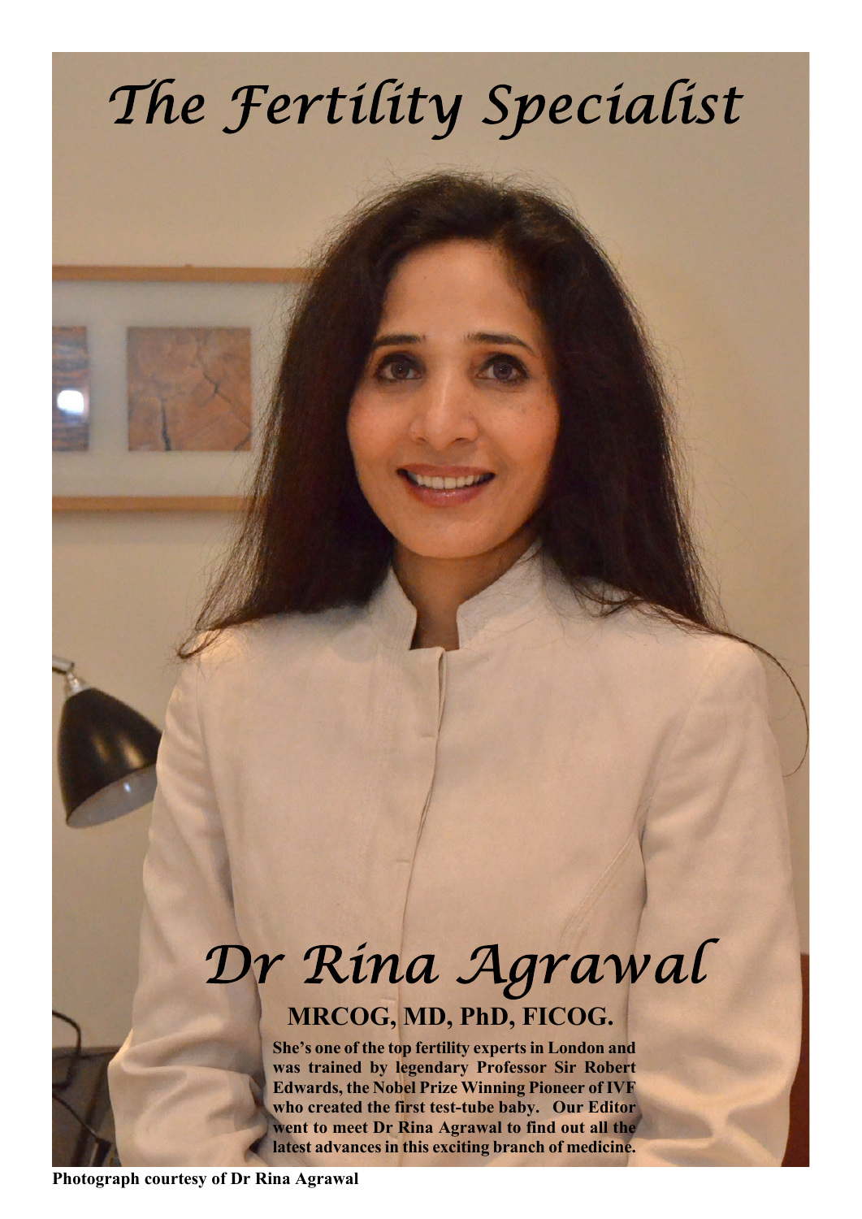# The Fertility Specialist

# Dr Rina Agrawal

## MRCOG, MD, PhD, FICOG.

**She's one of the top fertility experts in London and was trained by legendary Professor Sir Robert Edwards, the Nobel Prize Winning Pioneer of IVF who created the first test-tube baby. Our Editor went to meet Dr Rina Agrawal to find out all the latest advances in this exciting branch of medicine.**

**Photograph courtesy of Dr Rina Agrawal**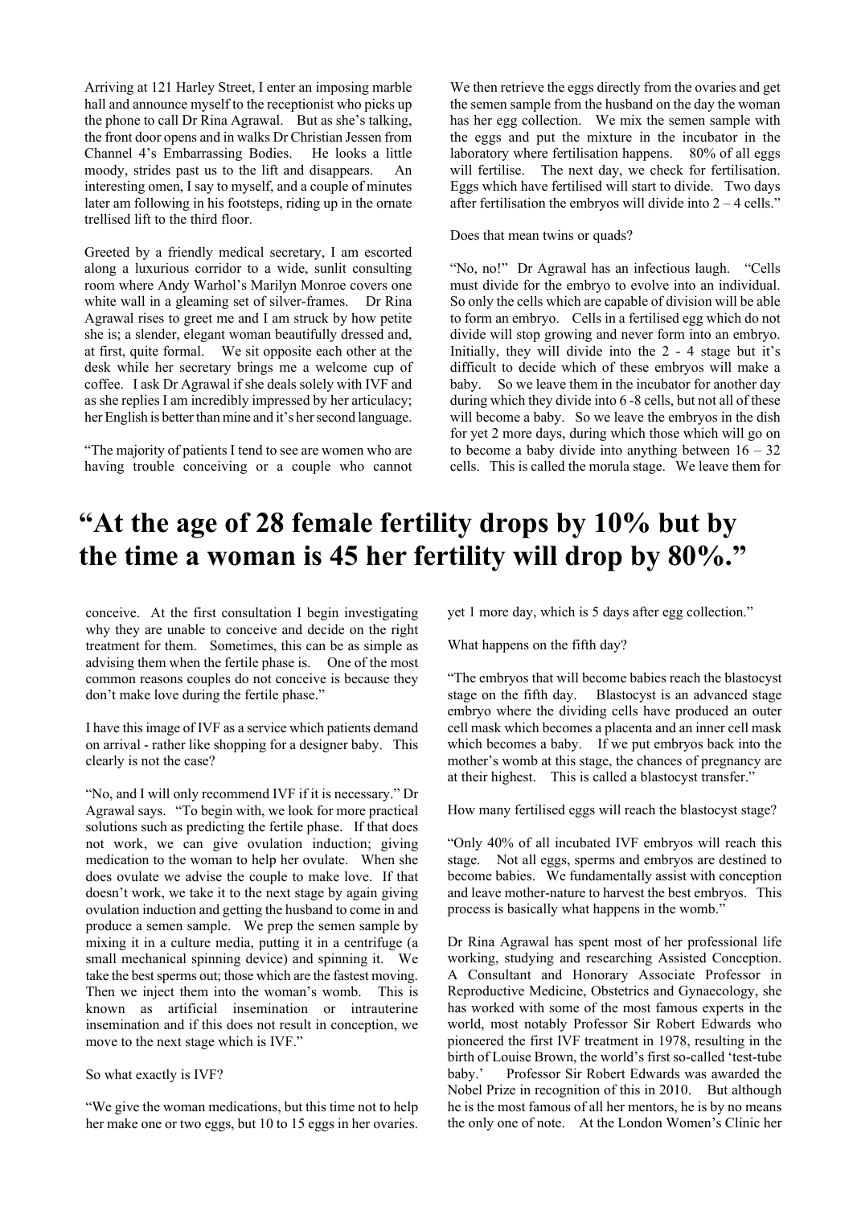Arriving at 121 Harley Street, I enter an imposing marble hall and announce myself to the receptionist who picks up the phone to call Dr Rina Agrawal. But as she's talking, the front door opens and in walks Dr Christian Jessen from Channel 4's Embarrassing Bodies. He looks a little moody, strides past us to the lift and disappears. An interesting omen, I say to myself, and a couple of minutes later am following in his footsteps, riding up in the ornate trellised lift to the third floor.

Greeted by a friendly medical secretary, I am escorted along a luxurious corridor to a wide, sunlit consulting room where Andy Warhol's Marilyn Monroe covers one white wall in a gleaming set of silver-frames. Dr Rina Agrawal rises to greet me and I am struck by how petite she is; a slender, elegant woman beautifully dressed and, at first, quite formal. We sit opposite each other at the desk while her secretary brings me a welcome cup of coffee. I ask Dr Agrawal if she deals solely with IVF and as she replies I am incredibly impressed by her articulacy; her English is better than mine and it's her second language.

"The majority of patients I tend to see are women who are having trouble conceiving or a couple who cannot conceive. At the first consultation I begin investigating why they are unable to conceive and decide on the right treatment for them. Sometimes, this can be as simple as advising them when the fertile phase is. One of the most common reasons couples do not conceive is because they don't make love during the fertile phase."

I have this image of IVF as a service which patients demand on arrival - rather like shopping for a designer baby. This clearly is not the case?

"No, and I will only recommend IVF if it is necessary." Dr Agrawal says. "To begin with, we look for more practical solutions such as predicting the fertile phase. If that does not work, we can give ovulation induction; giving medication to the woman to help her ovulate. When she does ovulate we advise the couple to make love. If that doesn't work, we take it to the next stage by again giving ovulation induction and getting the husband to come in and produce a semen sample. We prep the semen sample by mixing it in a culture media, putting it in a centrifuge (a small mechanical spinning device) and spinning it. We take the best sperms out; those which are the fastest moving. Then we inject them into the woman's womb. This is known as artificial insemination or intrauterine insemination and if this does not result in conception, we move to the next stage which is IVF."

So what exactly is IVF?

"We give the woman medications, but this time not to help her make one or two eggs, but 10 to 15 eggs in her ovaries. We then retrieve the eggs directly from the ovaries and get the semen sample from the husband on the day the woman has her egg collection. We mix the semen sample with the eggs and put the mixture in the incubator in the laboratory where fertilisation happens. 80% of all eggs will fertilise. The next day, we check for fertilisation. Eggs which have fertilised will start to divide. Two days after fertilisation the embryos will divide into 2 – 4 cells."

Does that mean twins or quads?

"No, no!" Dr Agrawal has an infectious laugh. "Cells must divide for the embryo to evolve into an individual. So only the cells which are capable of division will be able to form an embryo. Cells in a fertilised egg which do not divide will stop growing and never form into an embryo. Initially, they will divide into the 2 - 4 stage but it's difficult to decide which of these embryos will make a baby. So we leave them in the incubator for another day during which they divide into 6 -8 cells, but not all of these will become a baby. So we leave the embryos in the dish for yet 2 more days, during which those which will go on to become a baby divide into anything between 16 – 32 cells. This is called the morula stage. We leave them for yet 1 more day, which is 5 days after egg collection."

## "At the age of 28 female fertility drops by 10% but by the time a woman is 45 her fertility will drop by 80%."

What happens on the fifth day?

"The embryos that will become babies reach the blastocyst stage on the fifth day. Blastocyst is an advanced stage embryo where the dividing cells have produced an outer cell mask which becomes a placenta and an inner cell mask which becomes a baby. If we put embryos back into the mother's womb at this stage, the chances of pregnancy are at their highest. This is called a blastocyst transfer."

How many fertilised eggs will reach the blastocyst stage?

"Only 40% of all incubated IVF embryos will reach this stage. Not all eggs, sperms and embryos are destined to become babies. We fundamentally assist with conception and leave mother-nature to harvest the best embryos. This process is basically what happens in the womb."

Dr Rina Agrawal has spent most of her professional life working, studying and researching Assisted Conception. A Consultant and Honorary Associate Professor in Reproductive Medicine, Obstetrics and Gynaecology, she has worked with some of the most famous experts in the world, most notably Professor Sir Robert Edwards who pioneered the first IVF treatment in 1978, resulting in the birth of Louise Brown, the world's first so-called 'test-tube baby.' Professor Sir Robert Edwards was awarded the Nobel Prize in recognition of this in 2010. But although he is the most famous of all her mentors, he is by no means the only one of note. At the London Women's Clinic her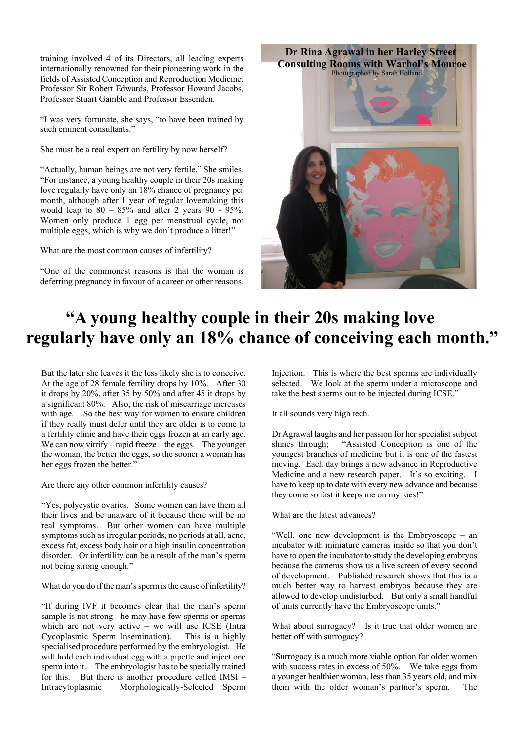training involved 4 of its Directors, all leading experts internationally renowned for their pioneering work in the fields of Assisted Conception and Reproduction Medicine; Professor Sir Robert Edwards, Professor Howard Jacobs, Professor Stuart Gamble and Professor Essenden.

"I was very fortunate, she says, "to have been trained by such eminent consultants."

She must be a real expert on fertility by now herself?

"Actually, human beings are not very fertile." She smiles. "For instance, a young healthy couple in their 20s making love regularly have only an 18% chance of pregnancy per month, although after 1 year of regular lovemaking this would leap to 80 – 85% and after 2 years 90 - 95%. Women only produce 1 egg per menstrual cycle, not multiple eggs, which is why we don't produce a litter!"

What are the most common causes of infertility?

"One of the commonest reasons is that the woman is deferring pregnancy in favour of a career or other reasons.

**Dr Rina Agrawal in her Harley Street Consulting Rooms with Warhol's Monroe**

Photographed by Sarah Holland

# "A young healthy couple in their 20s making love regularly have only an 18% chance of conceiving each month."

But the later she leaves it the less likely she is to conceive. At the age of 28 female fertility drops by 10%. After 30 it drops by 20%, after 35 by 50% and after 45 it drops by a significant 80%. Also, the risk of miscarriage increases with age. So the best way for women to ensure children if they really must defer until they are older is to come to a fertility clinic and have their eggs frozen at an early age. We can now vitrify – rapid freeze – the eggs. The younger the woman, the better the eggs, so the sooner a woman has her eggs frozen the better."

Are there any other common infertility causes?

"Yes, polycystic ovaries. Some women can have them all their lives and be unaware of it because there will be no real symptoms. But other women can have multiple symptoms such as irregular periods, no periods at all, acne, excess fat, excess body hair or a high insulin concentration disorder. Or infertility can be a result of the man's sperm not being strong enough."

What do you do if the man's sperm is the cause of infertility?

"If during IVF it becomes clear that the man's sperm sample is not strong - he may have few sperms or sperms which are not very active – we will use ICSE (Intra Cycoplasmic Sperm Insemination). This is a highly specialised procedure performed by the embryologist. He will hold each individual egg with a pipette and inject one sperm into it. The embryologist has to be specially trained for this. But there is another procedure called IMSI – Intracytoplasmic Morphologically-Selected Sperm Injection. This is where the best sperms are individually selected. We look at the sperm under a microscope and take the best sperms out to be injected during ICSE."

It all sounds very high tech.

Dr Agrawal laughs and her passion for her specialist subject shines through; "Assisted Conception is one of the youngest branches of medicine but it is one of the fastest moving. Each day brings a new advance in Reproductive Medicine and a new research paper. It's so exciting. I have to keep up to date with every new advance and because they come so fast it keeps me on my toes!"

What are the latest advances?

"Well, one new development is the Embryoscope – an incubator with miniature cameras inside so that you don't have to open the incubator to study the developing embryos because the cameras show us a live screen of every second of development. Published research shows that this is a much better way to harvest embryos because they are allowed to develop undisturbed. But only a small handful of units currently have the Embryoscope units."

What about surrogacy? Is it true that older women are better off with surrogacy?

"Surrogacy is a much more viable option for older women with success rates in excess of 50%. We take eggs from a younger healthier woman, less than 35 years old, and mix them with the older woman's partner's sperm. The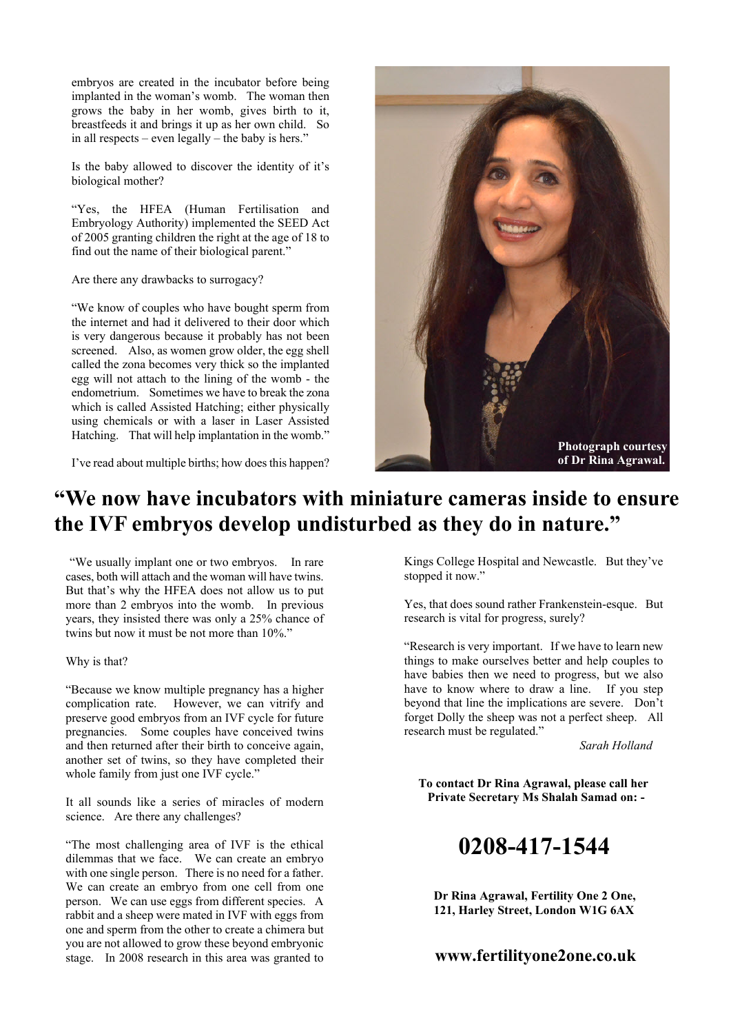embryos are created in the incubator before being implanted in the woman's womb. The woman then grows the baby in her womb, gives birth to it, breastfeeds it and brings it up as her own child. So in all respects – even legally – the baby is hers."

Is the baby allowed to discover the identity of it's biological mother?

"Yes, the HFEA (Human Fertilisation and Embryology Authority) implemented the SEED Act of 2005 granting children the right at the age of 18 to find out the name of their biological parent."

Are there any drawbacks to surrogacy?

"We know of couples who have bought sperm from the internet and had it delivered to their door which is very dangerous because it probably has not been screened. Also, as women grow older, the egg shell called the zona becomes very thick so the implanted egg will not attach to the lining of the womb - the endometrium. Sometimes we have to break the zona which is called Assisted Hatching; either physically using chemicals or with a laser in Laser Assisted Hatching. That will help implantation in the womb."

I've read about multiple births; how does this happen?

**Photograph courtesy of Dr Rina Agrawal.**

## "We now have incubators with miniature cameras inside to ensure the IVF embryos develop undisturbed as they do in nature."

"We usually implant one or two embryos. In rare cases, both will attach and the woman will have twins. But that's why the HFEA does not allow us to put more than 2 embryos into the womb. In previous years, they insisted there was only a 25% chance of twins but now it must be not more than 10%."

Why is that?

"Because we know multiple pregnancy has a higher complication rate. However, we can vitrify and preserve good embryos from an IVF cycle for future pregnancies. Some couples have conceived twins and then returned after their birth to conceive again, another set of twins, so they have completed their whole family from just one IVF cycle."

It all sounds like a series of miracles of modern science. Are there any challenges?

"The most challenging area of IVF is the ethical dilemmas that we face. We can create an embryo with one single person. There is no need for a father. We can create an embryo from one cell from one person. We can use eggs from different species. A rabbit and a sheep were mated in IVF with eggs from one and sperm from the other to create a chimera but you are not allowed to grow these beyond embryonic stage. In 2008 research in this area was granted to Kings College Hospital and Newcastle. But they've stopped it now."

Yes, that does sound rather Frankenstein-esque. But research is vital for progress, surely?

"Research is very important. If we have to learn new things to make ourselves better and help couples to have babies then we need to progress, but we also have to know where to draw a line. If you step beyond that line the implications are severe. Don't forget Dolly the sheep was not a perfect sheep. All research must be regulated."

*Sarah Holland*

**To contact Dr Rina Agrawal, please call her Private Secretary Ms Shalah Samad on: -**

# 0208-417-1544

**Dr Rina Agrawal, Fertility One 2 One, 121, Harley Street, London W1G 6AX**

**www.fertilityone2one.co.uk**